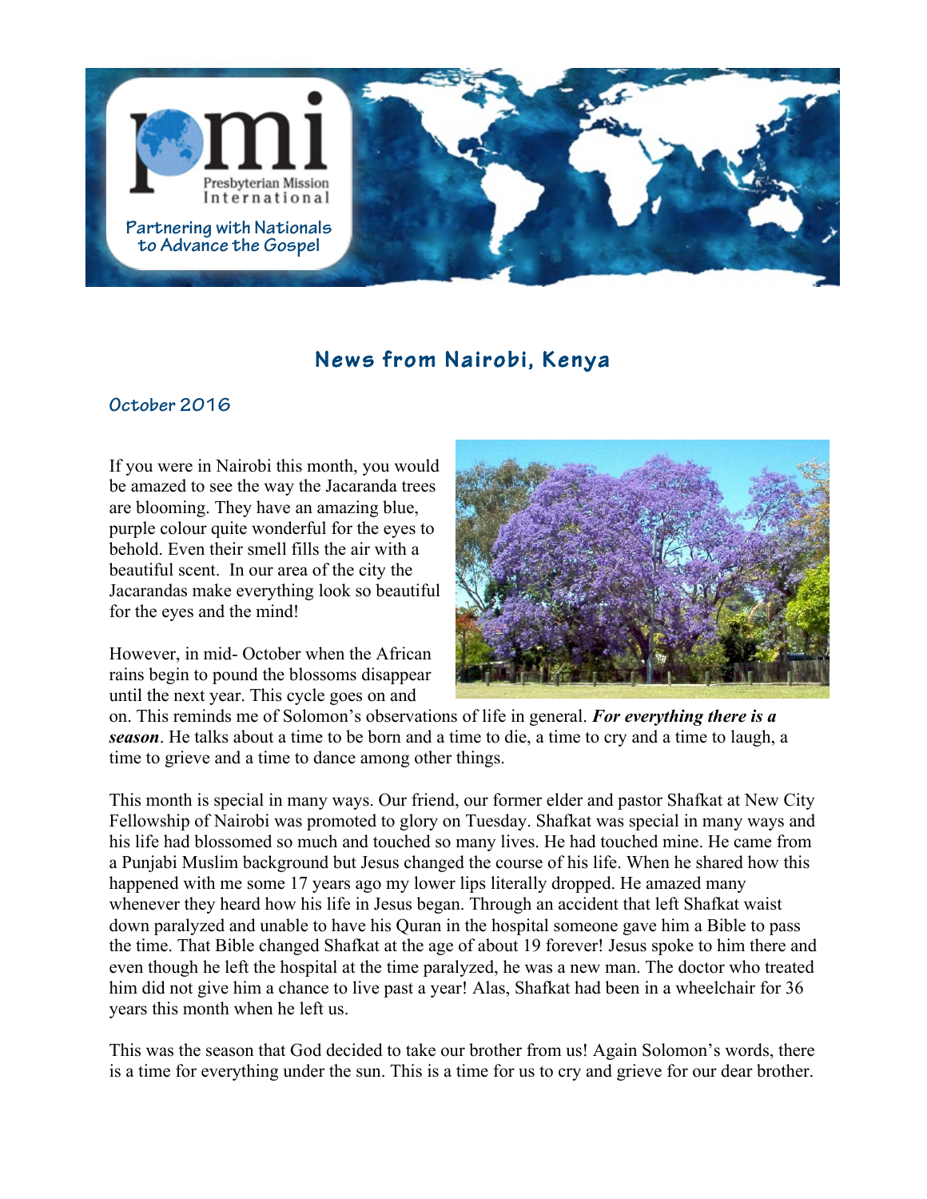pmi Presbyterian Mission International

Partnering with Nationals to Advance the Gospel

## News from Nairobi, Kenya

### October 2016

If you were in Nairobi this month, you would be amazed to see the way the Jacaranda trees are blooming. They have an amazing blue, purple colour quite wonderful for the eyes to behold. Even their smell fills the air with a beautiful scent. In our area of the city the Jacarandas make everything look so beautiful for the eyes and the mind!

However, in mid- October when the African rains begin to pound the blossoms disappear until the next year. This cycle goes on and on. This reminds me of Solomon's observations of life in general. ***For everything there is a season***. He talks about a time to be born and a time to die, a time to cry and a time to laugh, a time to grieve and a time to dance among other things.

This month is special in many ways. Our friend, our former elder and pastor Shafkat at New City Fellowship of Nairobi was promoted to glory on Tuesday. Shafkat was special in many ways and his life had blossomed so much and touched so many lives. He had touched mine. He came from a Punjabi Muslim background but Jesus changed the course of his life. When he shared how this happened with me some 17 years ago my lower lips literally dropped. He amazed many whenever they heard how his life in Jesus began. Through an accident that left Shafkat waist down paralyzed and unable to have his Quran in the hospital someone gave him a Bible to pass the time. That Bible changed Shafkat at the age of about 19 forever! Jesus spoke to him there and even though he left the hospital at the time paralyzed, he was a new man. The doctor who treated him did not give him a chance to live past a year! Alas, Shafkat had been in a wheelchair for 36 years this month when he left us.

This was the season that God decided to take our brother from us! Again Solomon's words, there is a time for everything under the sun. This is a time for us to cry and grieve for our dear brother.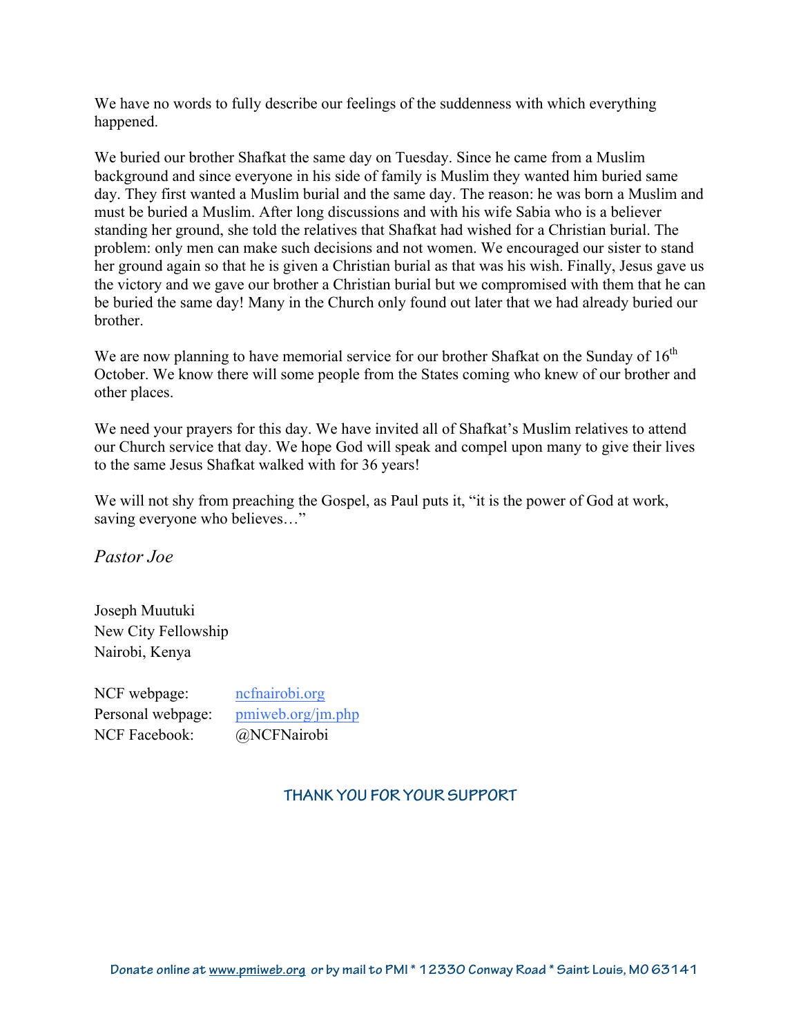We have no words to fully describe our feelings of the suddenness with which everything happened.

We buried our brother Shafkat the same day on Tuesday. Since he came from a Muslim background and since everyone in his side of family is Muslim they wanted him buried same day. They first wanted a Muslim burial and the same day. The reason: he was born a Muslim and must be buried a Muslim. After long discussions and with his wife Sabia who is a believer standing her ground, she told the relatives that Shafkat had wished for a Christian burial. The problem: only men can make such decisions and not women. We encouraged our sister to stand her ground again so that he is given a Christian burial as that was his wish. Finally, Jesus gave us the victory and we gave our brother a Christian burial but we compromised with them that he can be buried the same day! Many in the Church only found out later that we had already buried our brother.

We are now planning to have memorial service for our brother Shafkat on the Sunday of 16th October. We know there will some people from the States coming who knew of our brother and other places.

We need your prayers for this day. We have invited all of Shafkat's Muslim relatives to attend our Church service that day. We hope God will speak and compel upon many to give their lives to the same Jesus Shafkat walked with for 36 years!

We will not shy from preaching the Gospel, as Paul puts it, "it is the power of God at work, saving everyone who believes…"

*Pastor Joe*

Joseph Muutuki
New City Fellowship
Nairobi, Kenya

NCF webpage: ncfnairobi.org
Personal webpage: pmiweb.org/jm.php
NCF Facebook: @NCFNairobi

**THANK YOU FOR YOUR SUPPORT**

**Donate online at www.pmiweb.org or by mail to PMI * 12330 Conway Road * Saint Louis, MO 63141**